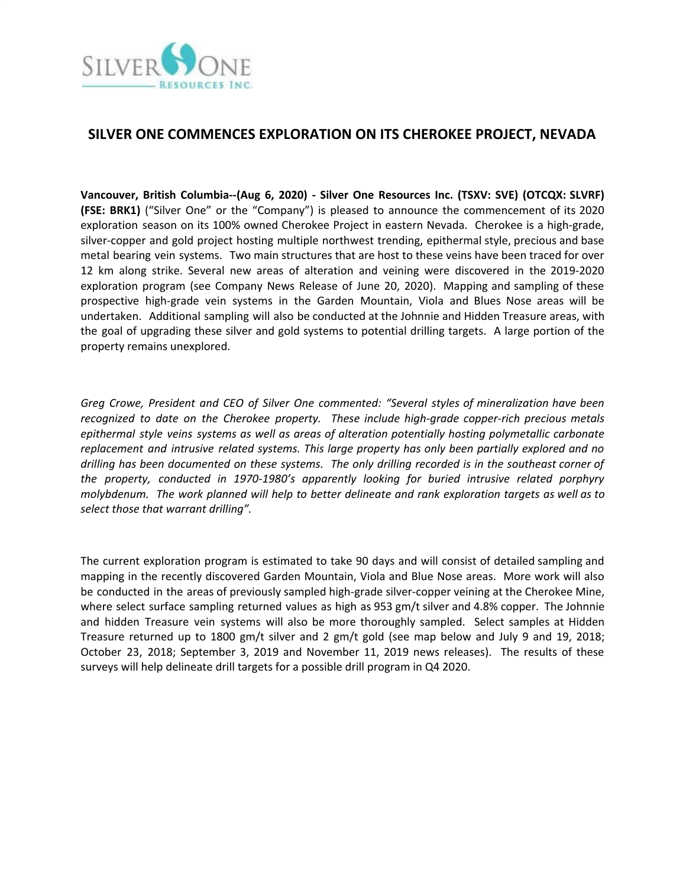# SILVER ONE COMMENCES EXPLORATION ON ITS CHEROKEE PROJECT, NEVADA

**Vancouver, British Columbia--(Aug 6, 2020) - Silver One Resources Inc. (TSXV: SVE) (OTCQX: SLVRF) (FSE: BRK1)** ("Silver One" or the "Company") is pleased to announce the commencement of its 2020 exploration season on its 100% owned Cherokee Project in eastern Nevada. Cherokee is a high-grade, silver-copper and gold project hosting multiple northwest trending, epithermal style, precious and base metal bearing vein systems. Two main structures that are host to these veins have been traced for over 12 km along strike. Several new areas of alteration and veining were discovered in the 2019-2020 exploration program (see Company News Release of June 20, 2020). Mapping and sampling of these prospective high-grade vein systems in the Garden Mountain, Viola and Blues Nose areas will be undertaken. Additional sampling will also be conducted at the Johnnie and Hidden Treasure areas, with the goal of upgrading these silver and gold systems to potential drilling targets. A large portion of the property remains unexplored.

*Greg Crowe, President and CEO of Silver One commented: "Several styles of mineralization have been recognized to date on the Cherokee property. These include high-grade copper-rich precious metals epithermal style veins systems as well as areas of alteration potentially hosting polymetallic carbonate replacement and intrusive related systems. This large property has only been partially explored and no drilling has been documented on these systems. The only drilling recorded is in the southeast corner of the property, conducted in 1970-1980's apparently looking for buried intrusive related porphyry molybdenum. The work planned will help to better delineate and rank exploration targets as well as to select those that warrant drilling".*

The current exploration program is estimated to take 90 days and will consist of detailed sampling and mapping in the recently discovered Garden Mountain, Viola and Blue Nose areas. More work will also be conducted in the areas of previously sampled high-grade silver-copper veining at the Cherokee Mine, where select surface sampling returned values as high as 953 gm/t silver and 4.8% copper. The Johnnie and hidden Treasure vein systems will also be more thoroughly sampled. Select samples at Hidden Treasure returned up to 1800 gm/t silver and 2 gm/t gold (see map below and July 9 and 19, 2018; October 23, 2018; September 3, 2019 and November 11, 2019 news releases). The results of these surveys will help delineate drill targets for a possible drill program in Q4 2020.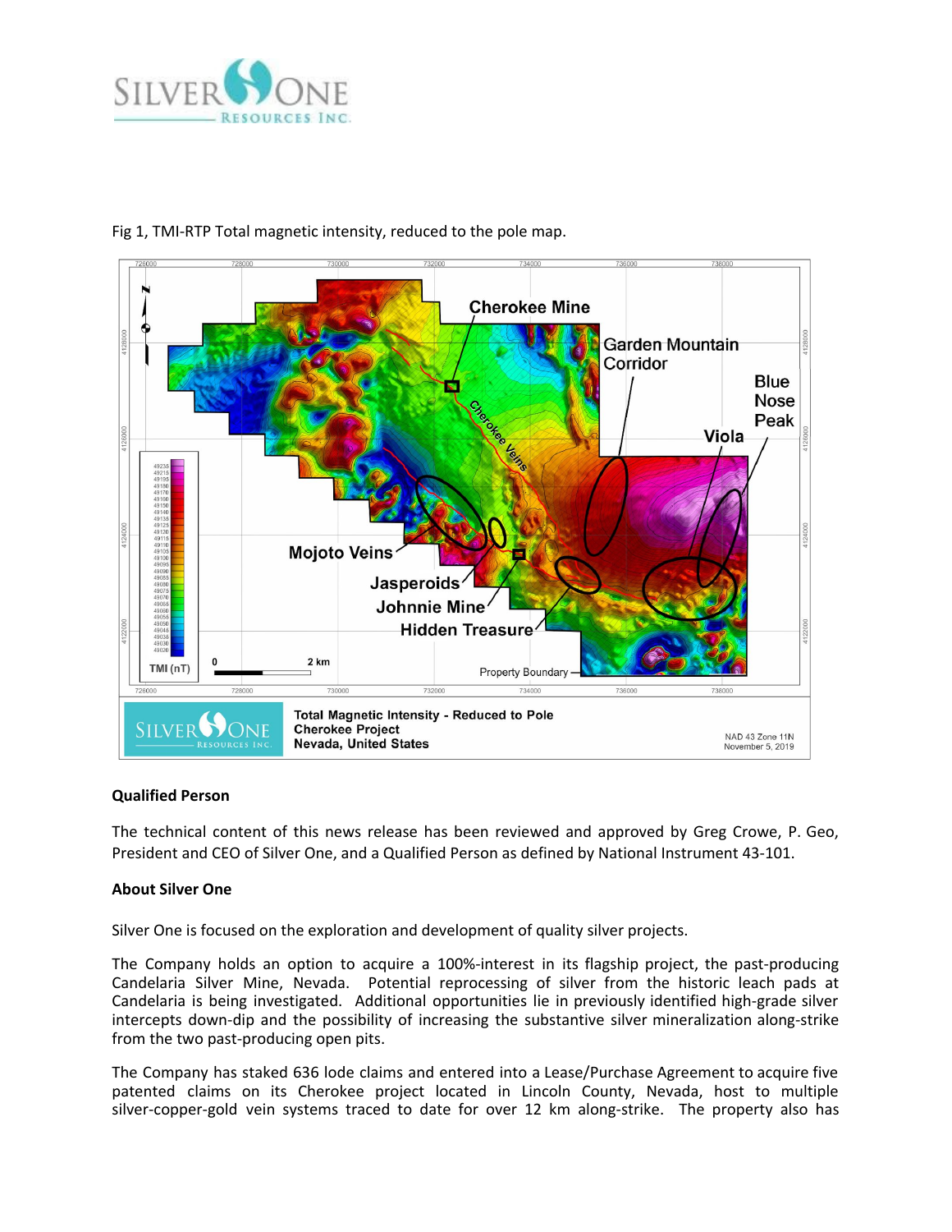Fig 1, TMI-RTP Total magnetic intensity, reduced to the pole map.

### Qualified Person

The technical content of this news release has been reviewed and approved by Greg Crowe, P. Geo, President and CEO of Silver One, and a Qualified Person as defined by National Instrument 43-101.

### About Silver One

Silver One is focused on the exploration and development of quality silver projects.

The Company holds an option to acquire a 100%-interest in its flagship project, the past-producing Candelaria Silver Mine, Nevada. Potential reprocessing of silver from the historic leach pads at Candelaria is being investigated. Additional opportunities lie in previously identified high-grade silver intercepts down-dip and the possibility of increasing the substantive silver mineralization along-strike from the two past-producing open pits.

The Company has staked 636 lode claims and entered into a Lease/Purchase Agreement to acquire five patented claims on its Cherokee project located in Lincoln County, Nevada, host to multiple silver-copper-gold vein systems traced to date for over 12 km along-strike. The property also has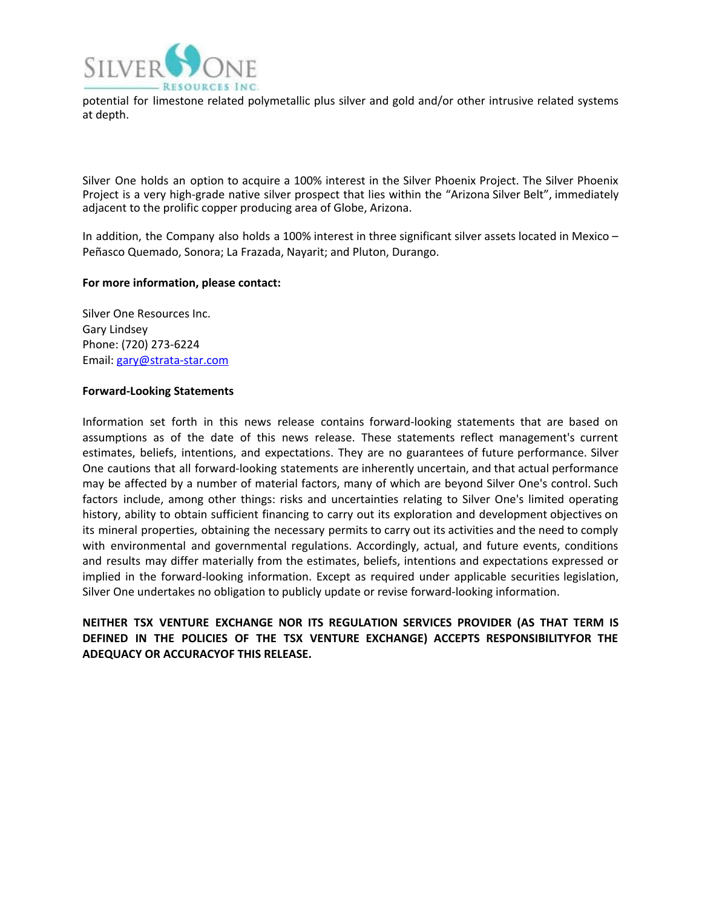potential for limestone related polymetallic plus silver and gold and/or other intrusive related systems at depth.

Silver One holds an option to acquire a 100% interest in the Silver Phoenix Project. The Silver Phoenix Project is a very high-grade native silver prospect that lies within the “Arizona Silver Belt”, immediately adjacent to the prolific copper producing area of Globe, Arizona.

In addition, the Company also holds a 100% interest in three significant silver assets located in Mexico – Peñasco Quemado, Sonora; La Frazada, Nayarit; and Pluton, Durango.

**For more information, please contact:**

Silver One Resources Inc.
Gary Lindsey
Phone: (720) 273-6224
Email: gary@strata-star.com

**Forward-Looking Statements**

Information set forth in this news release contains forward-looking statements that are based on assumptions as of the date of this news release. These statements reflect management's current estimates, beliefs, intentions, and expectations. They are no guarantees of future performance. Silver One cautions that all forward-looking statements are inherently uncertain, and that actual performance may be affected by a number of material factors, many of which are beyond Silver One's control. Such factors include, among other things: risks and uncertainties relating to Silver One's limited operating history, ability to obtain sufficient financing to carry out its exploration and development objectives on its mineral properties, obtaining the necessary permits to carry out its activities and the need to comply with environmental and governmental regulations. Accordingly, actual, and future events, conditions and results may differ materially from the estimates, beliefs, intentions and expectations expressed or implied in the forward-looking information. Except as required under applicable securities legislation, Silver One undertakes no obligation to publicly update or revise forward-looking information.

**NEITHER TSX VENTURE EXCHANGE NOR ITS REGULATION SERVICES PROVIDER (AS THAT TERM IS DEFINED IN THE POLICIES OF THE TSX VENTURE EXCHANGE) ACCEPTS RESPONSIBILITYFOR THE ADEQUACY OR ACCURACYOF THIS RELEASE.**